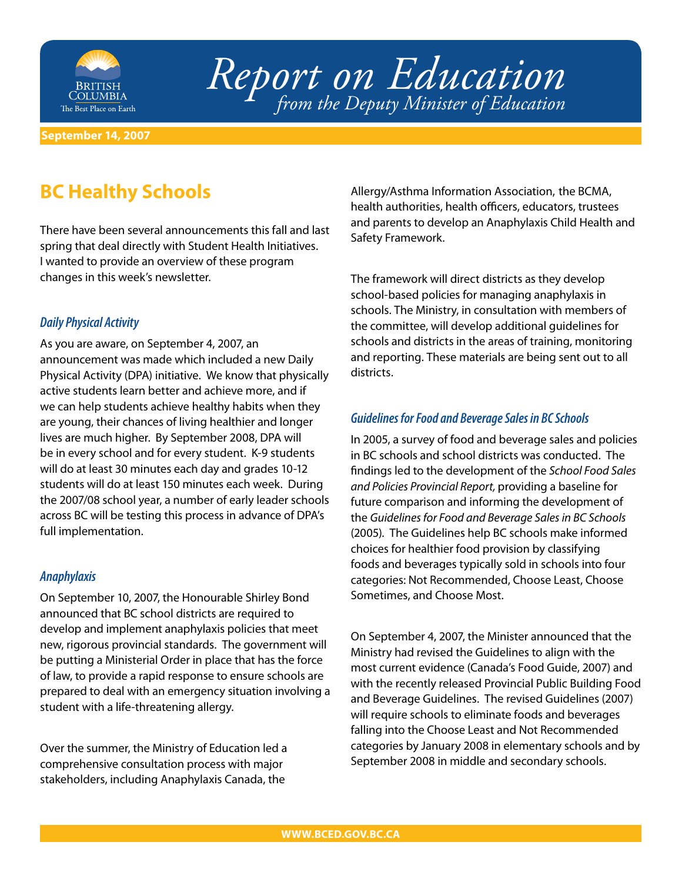# Report on Education

*from the Deputy Minister of Education*

**September 14, 2007**

## BC Healthy Schools

There have been several announcements this fall and last spring that deal directly with Student Health Initiatives. I wanted to provide an overview of these program changes in this week's newsletter.

### *Daily Physical Activity*

As you are aware, on September 4, 2007, an announcement was made which included a new Daily Physical Activity (DPA) initiative. We know that physically active students learn better and achieve more, and if we can help students achieve healthy habits when they are young, their chances of living healthier and longer lives are much higher. By September 2008, DPA will be in every school and for every student. K-9 students will do at least 30 minutes each day and grades 10-12 students will do at least 150 minutes each week. During the 2007/08 school year, a number of early leader schools across BC will be testing this process in advance of DPA's full implementation.

### *Anaphylaxis*

On September 10, 2007, the Honourable Shirley Bond announced that BC school districts are required to develop and implement anaphylaxis policies that meet new, rigorous provincial standards. The government will be putting a Ministerial Order in place that has the force of law, to provide a rapid response to ensure schools are prepared to deal with an emergency situation involving a student with a life-threatening allergy.

Over the summer, the Ministry of Education led a comprehensive consultation process with major stakeholders, including Anaphylaxis Canada, the Allergy/Asthma Information Association, the BCMA, health authorities, health officers, educators, trustees and parents to develop an Anaphylaxis Child Health and Safety Framework.

The framework will direct districts as they develop school-based policies for managing anaphylaxis in schools. The Ministry, in consultation with members of the committee, will develop additional guidelines for schools and districts in the areas of training, monitoring and reporting. These materials are being sent out to all districts.

### *Guidelines for Food and Beverage Sales in BC Schools*

In 2005, a survey of food and beverage sales and policies in BC schools and school districts was conducted. The findings led to the development of the *School Food Sales and Policies Provincial Report,* providing a baseline for future comparison and informing the development of the *Guidelines for Food and Beverage Sales in BC Schools* (2005). The Guidelines help BC schools make informed choices for healthier food provision by classifying foods and beverages typically sold in schools into four categories: Not Recommended, Choose Least, Choose Sometimes, and Choose Most.

On September 4, 2007, the Minister announced that the Ministry had revised the Guidelines to align with the most current evidence (Canada's Food Guide, 2007) and with the recently released Provincial Public Building Food and Beverage Guidelines. The revised Guidelines (2007) will require schools to eliminate foods and beverages falling into the Choose Least and Not Recommended categories by January 2008 in elementary schools and by September 2008 in middle and secondary schools.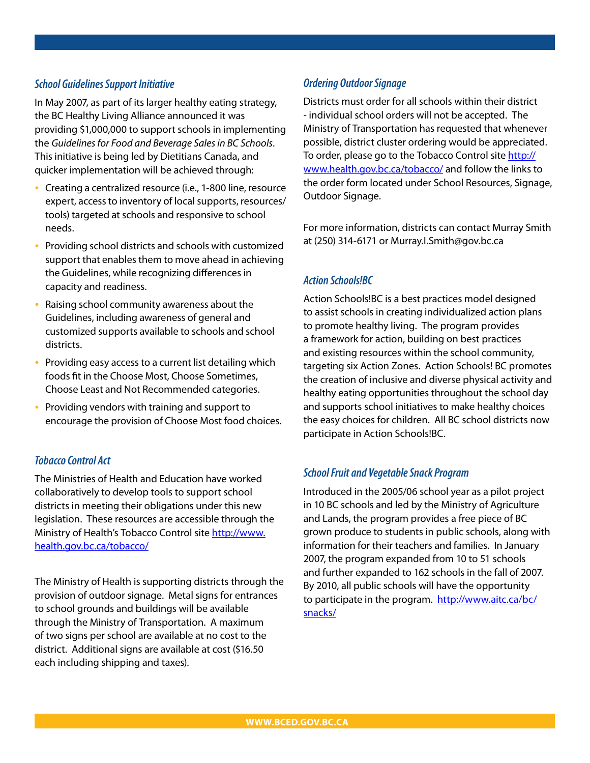### *School Guidelines Support Initiative*

In May 2007, as part of its larger healthy eating strategy, the BC Healthy Living Alliance announced it was providing $1,000,000 to support schools in implementing the *Guidelines for Food and Beverage Sales in BC Schools*. This initiative is being led by Dietitians Canada, and quicker implementation will be achieved through:

- Creating a centralized resource (i.e., 1-800 line, resource expert, access to inventory of local supports, resources/tools) targeted at schools and responsive to school needs.
- Providing school districts and schools with customized support that enables them to move ahead in achieving the Guidelines, while recognizing differences in capacity and readiness.
- Raising school community awareness about the Guidelines, including awareness of general and customized supports available to schools and school districts.
- Providing easy access to a current list detailing which foods fit in the Choose Most, Choose Sometimes, Choose Least and Not Recommended categories.
- Providing vendors with training and support to encourage the provision of Choose Most food choices.

### *Tobacco Control Act*

The Ministries of Health and Education have worked collaboratively to develop tools to support school districts in meeting their obligations under this new legislation. These resources are accessible through the Ministry of Health's Tobacco Control site http://www.health.gov.bc.ca/tobacco/

The Ministry of Health is supporting districts through the provision of outdoor signage. Metal signs for entrances to school grounds and buildings will be available through the Ministry of Transportation. A maximum of two signs per school are available at no cost to the district. Additional signs are available at cost ($16.50 each including shipping and taxes).

### *Ordering Outdoor Signage*

Districts must order for all schools within their district - individual school orders will not be accepted. The Ministry of Transportation has requested that whenever possible, district cluster ordering would be appreciated. To order, please go to the Tobacco Control site http://www.health.gov.bc.ca/tobacco/ and follow the links to the order form located under School Resources, Signage, Outdoor Signage.

For more information, districts can contact Murray Smith at (250) 314-6171 or Murray.I.Smith@gov.bc.ca

### *Action Schools!BC*

Action Schools!BC is a best practices model designed to assist schools in creating individualized action plans to promote healthy living. The program provides a framework for action, building on best practices and existing resources within the school community, targeting six Action Zones. Action Schools! BC promotes the creation of inclusive and diverse physical activity and healthy eating opportunities throughout the school day and supports school initiatives to make healthy choices the easy choices for children. All BC school districts now participate in Action Schools!BC.

### *School Fruit and Vegetable Snack Program*

Introduced in the 2005/06 school year as a pilot project in 10 BC schools and led by the Ministry of Agriculture and Lands, the program provides a free piece of BC grown produce to students in public schools, along with information for their teachers and families. In January 2007, the program expanded from 10 to 51 schools and further expanded to 162 schools in the fall of 2007. By 2010, all public schools will have the opportunity to participate in the program. http://www.aitc.ca/bc/snacks/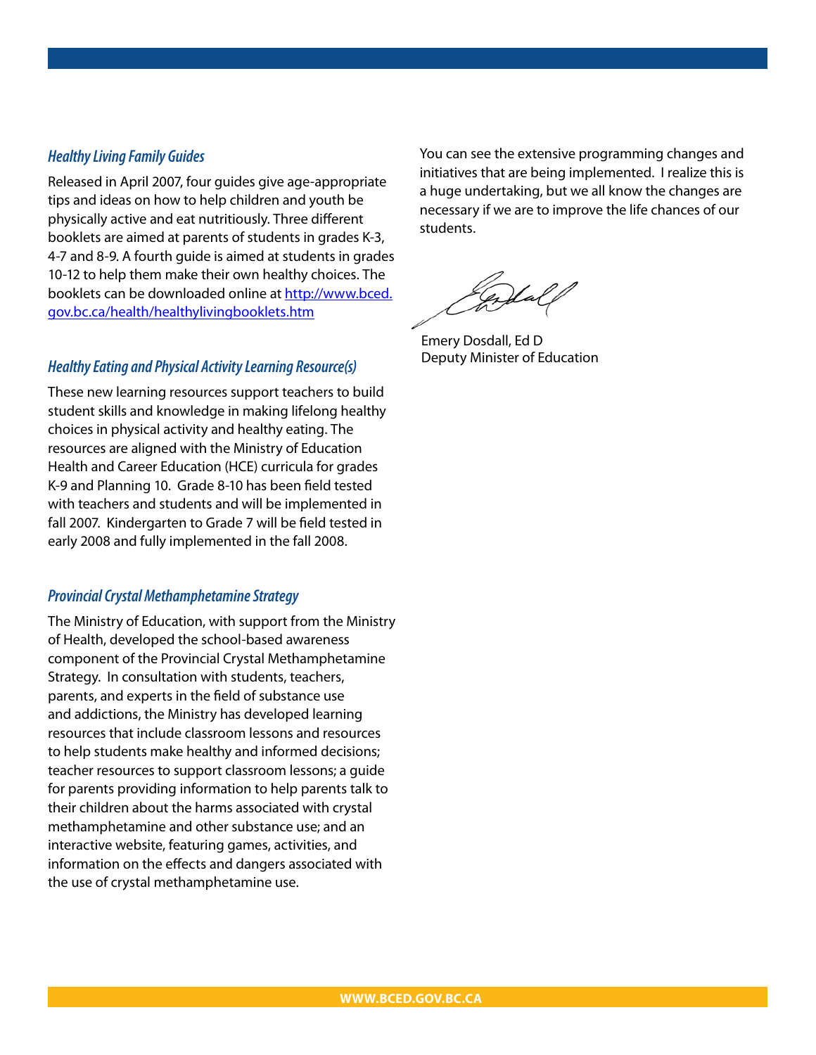### *Healthy Living Family Guides*

Released in April 2007, four guides give age-appropriate tips and ideas on how to help children and youth be physically active and eat nutritiously. Three different booklets are aimed at parents of students in grades K-3, 4-7 and 8-9. A fourth guide is aimed at students in grades 10-12 to help them make their own healthy choices. The booklets can be downloaded online at [http://www.bced.gov.bc.ca/health/healthylivingbooklets.htm](http://www.bced.gov.bc.ca/health/healthylivingbooklets.htm)

### *Healthy Eating and Physical Activity Learning Resource(s)*

These new learning resources support teachers to build student skills and knowledge in making lifelong healthy choices in physical activity and healthy eating. The resources are aligned with the Ministry of Education Health and Career Education (HCE) curricula for grades K-9 and Planning 10. Grade 8-10 has been field tested with teachers and students and will be implemented in fall 2007. Kindergarten to Grade 7 will be field tested in early 2008 and fully implemented in the fall 2008.

### *Provincial Crystal Methamphetamine Strategy*

The Ministry of Education, with support from the Ministry of Health, developed the school-based awareness component of the Provincial Crystal Methamphetamine Strategy. In consultation with students, teachers, parents, and experts in the field of substance use and addictions, the Ministry has developed learning resources that include classroom lessons and resources to help students make healthy and informed decisions; teacher resources to support classroom lessons; a guide for parents providing information to help parents talk to their children about the harms associated with crystal methamphetamine and other substance use; and an interactive website, featuring games, activities, and information on the effects and dangers associated with the use of crystal methamphetamine use.

You can see the extensive programming changes and initiatives that are being implemented. I realize this is a huge undertaking, but we all know the changes are necessary if we are to improve the life chances of our students.

Emery Dosdall, Ed D
Deputy Minister of Education